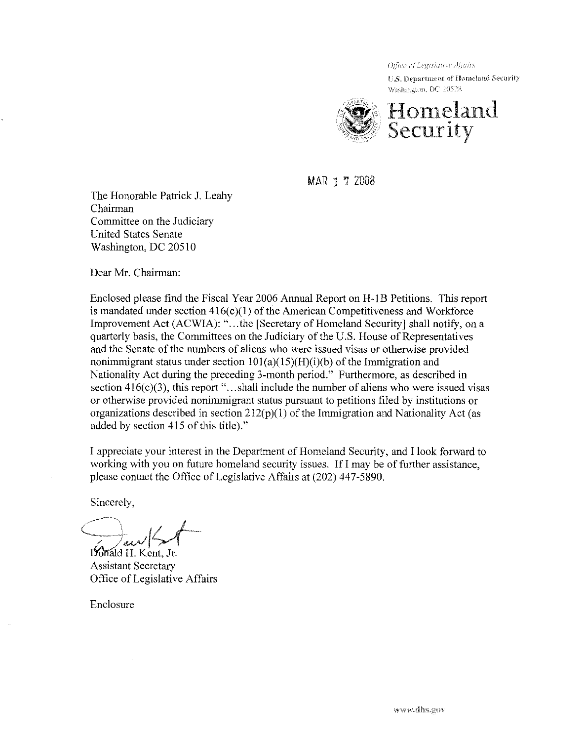*Office of Legislative Affairs*
U.S. Department of Homeland Security
Washington, DC 20528

**Homeland Security**

MAR 17 2008

The Honorable Patrick J. Leahy
Chairman
Committee on the Judiciary
United States Senate
Washington, DC 20510

Dear Mr. Chairman:

Enclosed please find the Fiscal Year 2006 Annual Report on H-1B Petitions. This report is mandated under section 416(c)(1) of the American Competitiveness and Workforce Improvement Act (ACWIA): "...the [Secretary of Homeland Security] shall notify, on a quarterly basis, the Committees on the Judiciary of the U.S. House of Representatives and the Senate of the numbers of aliens who were issued visas or otherwise provided nonimmigrant status under section 101(a)(15)(H)(i)(b) of the Immigration and Nationality Act during the preceding 3-month period." Furthermore, as described in section 416(c)(3), this report "...shall include the number of aliens who were issued visas or otherwise provided nonimmigrant status pursuant to petitions filed by institutions or organizations described in section 212(p)(1) of the Immigration and Nationality Act (as added by section 415 of this title)."

I appreciate your interest in the Department of Homeland Security, and I look forward to working with you on future homeland security issues. If I may be of further assistance, please contact the Office of Legislative Affairs at (202) 447-5890.

Sincerely,

Donald H. Kent, Jr.
Assistant Secretary
Office of Legislative Affairs

Enclosure

www.dhs.gov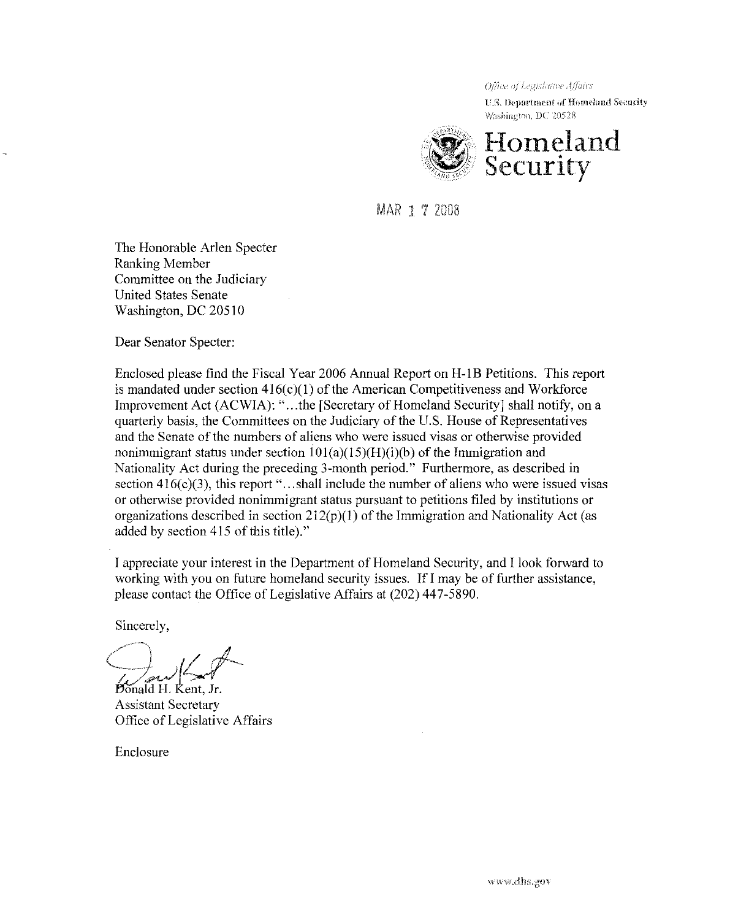*Office of Legislative Affairs*
U.S. Department of Homeland Security
Washington, DC 20528

**Homeland Security**

MAR 17 2008

The Honorable Arlen Specter
Ranking Member
Committee on the Judiciary
United States Senate
Washington, DC 20510

Dear Senator Specter:

Enclosed please find the Fiscal Year 2006 Annual Report on H-1B Petitions. This report is mandated under section 416(c)(1) of the American Competitiveness and Workforce Improvement Act (ACWIA): "...the [Secretary of Homeland Security] shall notify, on a quarterly basis, the Committees on the Judiciary of the U.S. House of Representatives and the Senate of the numbers of aliens who were issued visas or otherwise provided nonimmigrant status under section 101(a)(15)(H)(i)(b) of the Immigration and Nationality Act during the preceding 3-month period." Furthermore, as described in section 416(c)(3), this report "...shall include the number of aliens who were issued visas or otherwise provided nonimmigrant status pursuant to petitions filed by institutions or organizations described in section 212(p)(1) of the Immigration and Nationality Act (as added by section 415 of this title)."

I appreciate your interest in the Department of Homeland Security, and I look forward to working with you on future homeland security issues. If I may be of further assistance, please contact the Office of Legislative Affairs at (202) 447-5890.

Sincerely,

Donald H. Kent, Jr.
Assistant Secretary
Office of Legislative Affairs

Enclosure

www.dhs.gov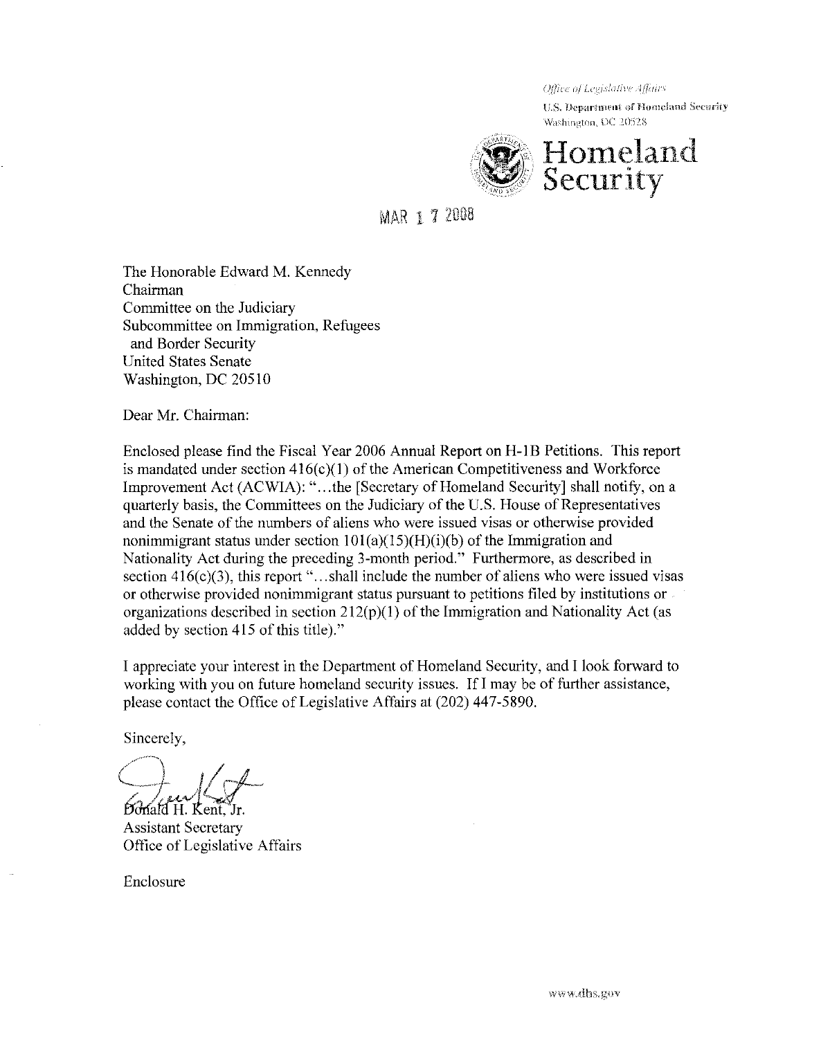*Office of Legislative Affairs*

U.S. Department of Homeland Security
Washington, DC 20528

**Homeland Security**

MAR 17 2008

The Honorable Edward M. Kennedy
Chairman
Committee on the Judiciary
Subcommittee on Immigration, Refugees
and Border Security
United States Senate
Washington, DC 20510

Dear Mr. Chairman:

Enclosed please find the Fiscal Year 2006 Annual Report on H-1B Petitions. This report is mandated under section 416(c)(1) of the American Competitiveness and Workforce Improvement Act (ACWIA): "...the [Secretary of Homeland Security] shall notify, on a quarterly basis, the Committees on the Judiciary of the U.S. House of Representatives and the Senate of the numbers of aliens who were issued visas or otherwise provided nonimmigrant status under section 101(a)(15)(H)(i)(b) of the Immigration and Nationality Act during the preceding 3-month period." Furthermore, as described in section 416(c)(3), this report "...shall include the number of aliens who were issued visas or otherwise provided nonimmigrant status pursuant to petitions filed by institutions or organizations described in section 212(p)(1) of the Immigration and Nationality Act (as added by section 415 of this title)."

I appreciate your interest in the Department of Homeland Security, and I look forward to working with you on future homeland security issues. If I may be of further assistance, please contact the Office of Legislative Affairs at (202) 447-5890.

Sincerely,

Donald H. Kent, Jr.
Assistant Secretary
Office of Legislative Affairs

Enclosure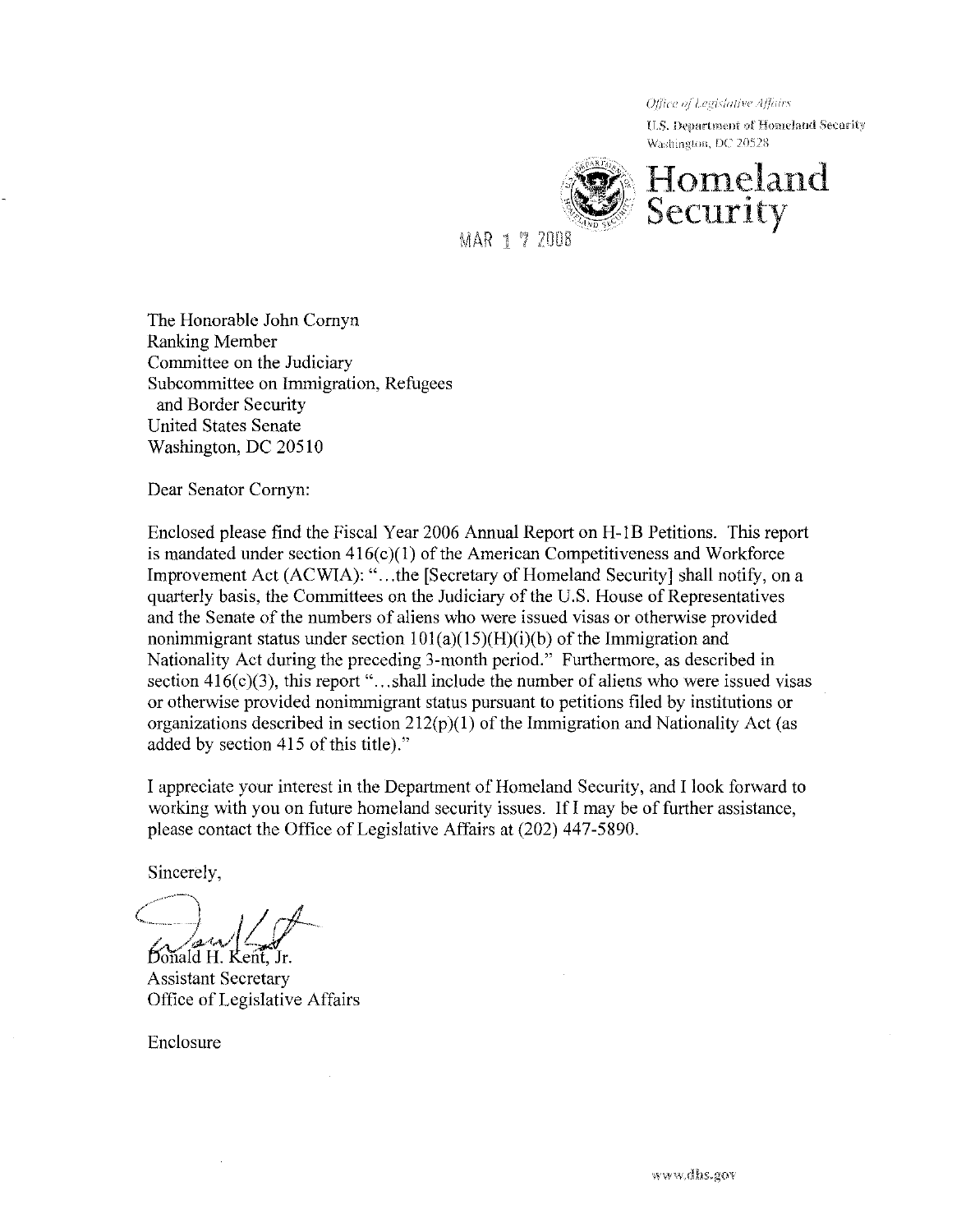Office of Legislative Affairs
U.S. Department of Homeland Security
Washington, DC 20528

**Homeland Security**

MAR 17 2008

The Honorable John Cornyn
Ranking Member
Committee on the Judiciary
Subcommittee on Immigration, Refugees
and Border Security
United States Senate
Washington, DC 20510

Dear Senator Cornyn:

Enclosed please find the Fiscal Year 2006 Annual Report on H-1B Petitions. This report is mandated under section 416(c)(1) of the American Competitiveness and Workforce Improvement Act (ACWIA): "...the [Secretary of Homeland Security] shall notify, on a quarterly basis, the Committees on the Judiciary of the U.S. House of Representatives and the Senate of the numbers of aliens who were issued visas or otherwise provided nonimmigrant status under section 101(a)(15)(H)(i)(b) of the Immigration and Nationality Act during the preceding 3-month period." Furthermore, as described in section 416(c)(3), this report "...shall include the number of aliens who were issued visas or otherwise provided nonimmigrant status pursuant to petitions filed by institutions or organizations described in section 212(p)(1) of the Immigration and Nationality Act (as added by section 415 of this title)."

I appreciate your interest in the Department of Homeland Security, and I look forward to working with you on future homeland security issues. If I may be of further assistance, please contact the Office of Legislative Affairs at (202) 447-5890.

Sincerely,

Donald H. Kent, Jr.
Assistant Secretary
Office of Legislative Affairs

Enclosure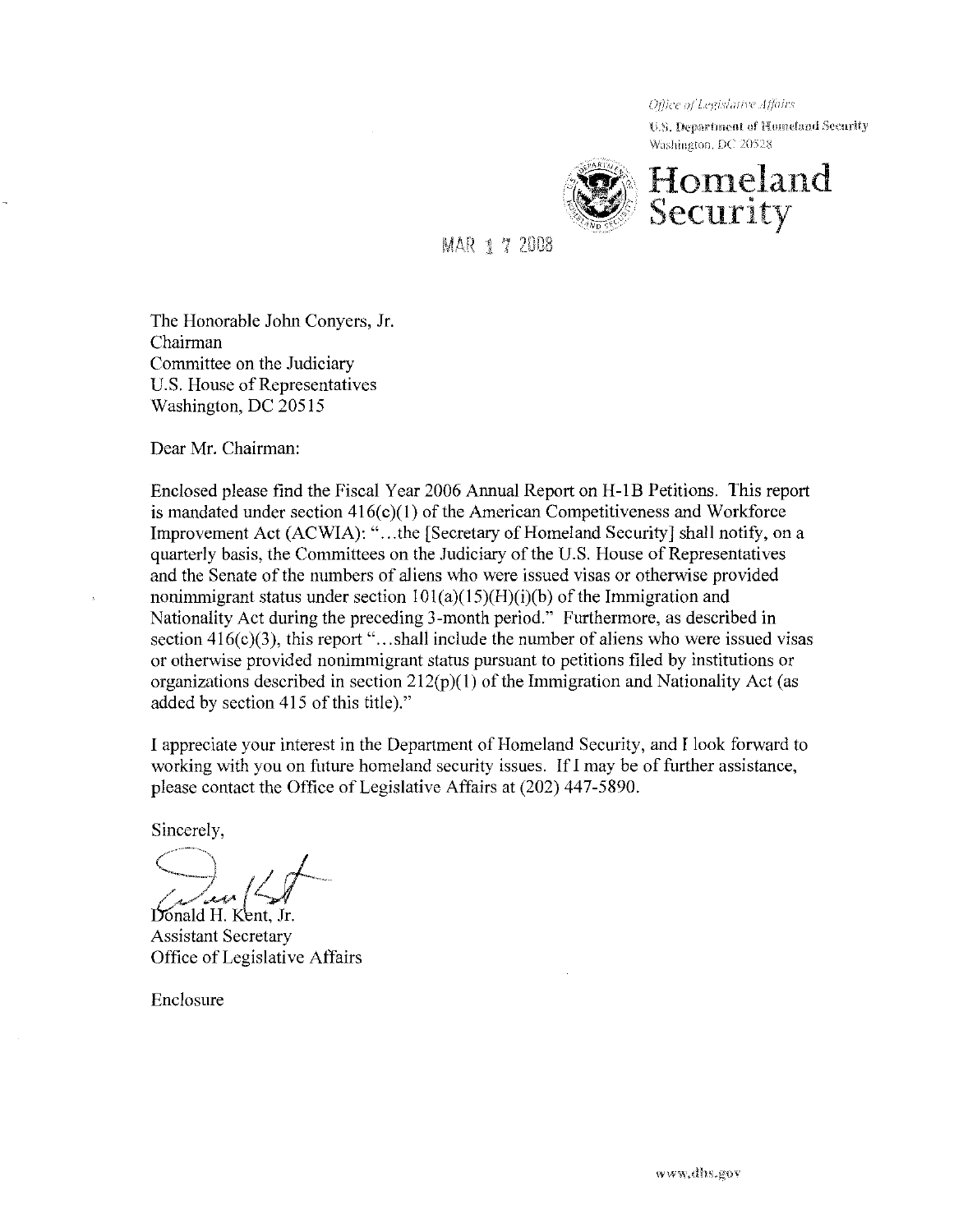*Office of Legislative Affairs*
U.S. Department of Homeland Security
Washington, DC 20528

**Homeland Security**

MAR 17 2008

The Honorable John Conyers, Jr.
Chairman
Committee on the Judiciary
U.S. House of Representatives
Washington, DC 20515

Dear Mr. Chairman:

Enclosed please find the Fiscal Year 2006 Annual Report on H-1B Petitions. This report is mandated under section 416(c)(1) of the American Competitiveness and Workforce Improvement Act (ACWIA): "...the [Secretary of Homeland Security] shall notify, on a quarterly basis, the Committees on the Judiciary of the U.S. House of Representatives and the Senate of the numbers of aliens who were issued visas or otherwise provided nonimmigrant status under section 101(a)(15)(H)(i)(b) of the Immigration and Nationality Act during the preceding 3-month period." Furthermore, as described in section 416(c)(3), this report "...shall include the number of aliens who were issued visas or otherwise provided nonimmigrant status pursuant to petitions filed by institutions or organizations described in section 212(p)(1) of the Immigration and Nationality Act (as added by section 415 of this title)."

I appreciate your interest in the Department of Homeland Security, and I look forward to working with you on future homeland security issues. If I may be of further assistance, please contact the Office of Legislative Affairs at (202) 447-5890.

Sincerely,

Donald H. Kent, Jr.
Assistant Secretary
Office of Legislative Affairs

Enclosure

www.dhs.gov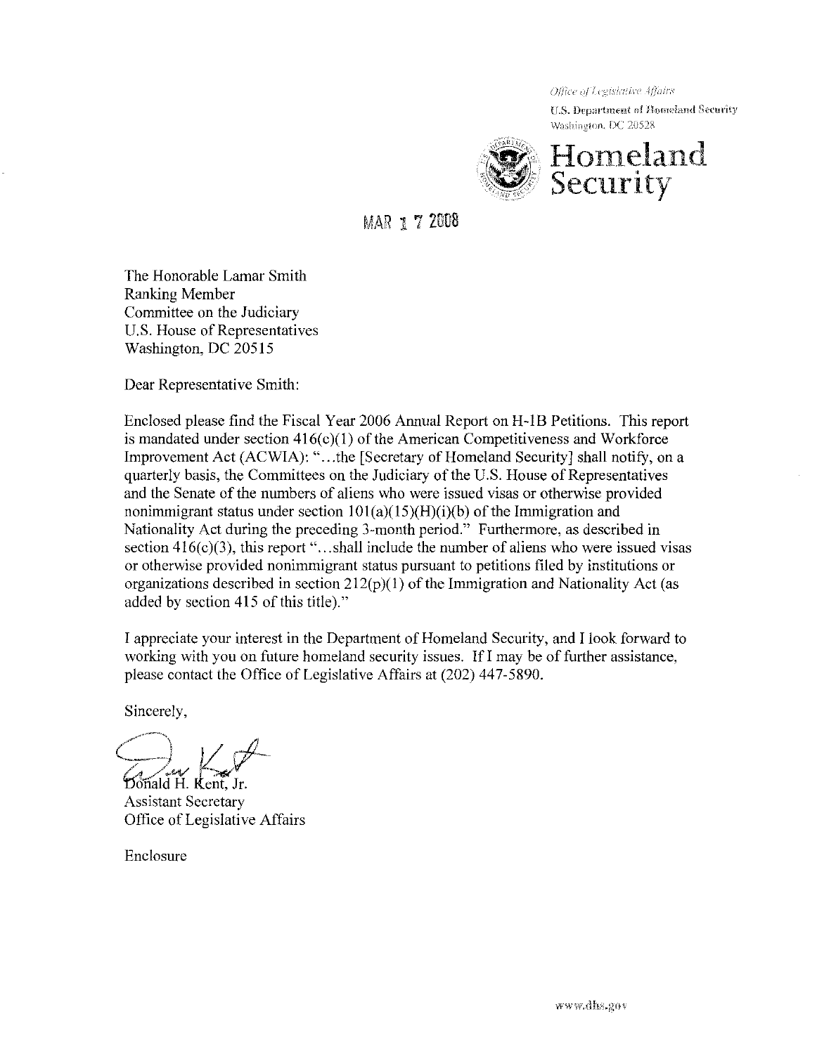Office of Legislative Affairs
U.S. Department of Homeland Security
Washington, DC 20528

**Homeland Security**

MAR 17 2008

The Honorable Lamar Smith
Ranking Member
Committee on the Judiciary
U.S. House of Representatives
Washington, DC 20515

Dear Representative Smith:

Enclosed please find the Fiscal Year 2006 Annual Report on H-1B Petitions. This report is mandated under section 416(c)(1) of the American Competitiveness and Workforce Improvement Act (ACWIA): "...the [Secretary of Homeland Security] shall notify, on a quarterly basis, the Committees on the Judiciary of the U.S. House of Representatives and the Senate of the numbers of aliens who were issued visas or otherwise provided nonimmigrant status under section 101(a)(15)(H)(i)(b) of the Immigration and Nationality Act during the preceding 3-month period." Furthermore, as described in section 416(c)(3), this report "...shall include the number of aliens who were issued visas or otherwise provided nonimmigrant status pursuant to petitions filed by institutions or organizations described in section 212(p)(1) of the Immigration and Nationality Act (as added by section 415 of this title)."

I appreciate your interest in the Department of Homeland Security, and I look forward to working with you on future homeland security issues. If I may be of further assistance, please contact the Office of Legislative Affairs at (202) 447-5890.

Sincerely,

Donald H. Kent, Jr.
Assistant Secretary
Office of Legislative Affairs

Enclosure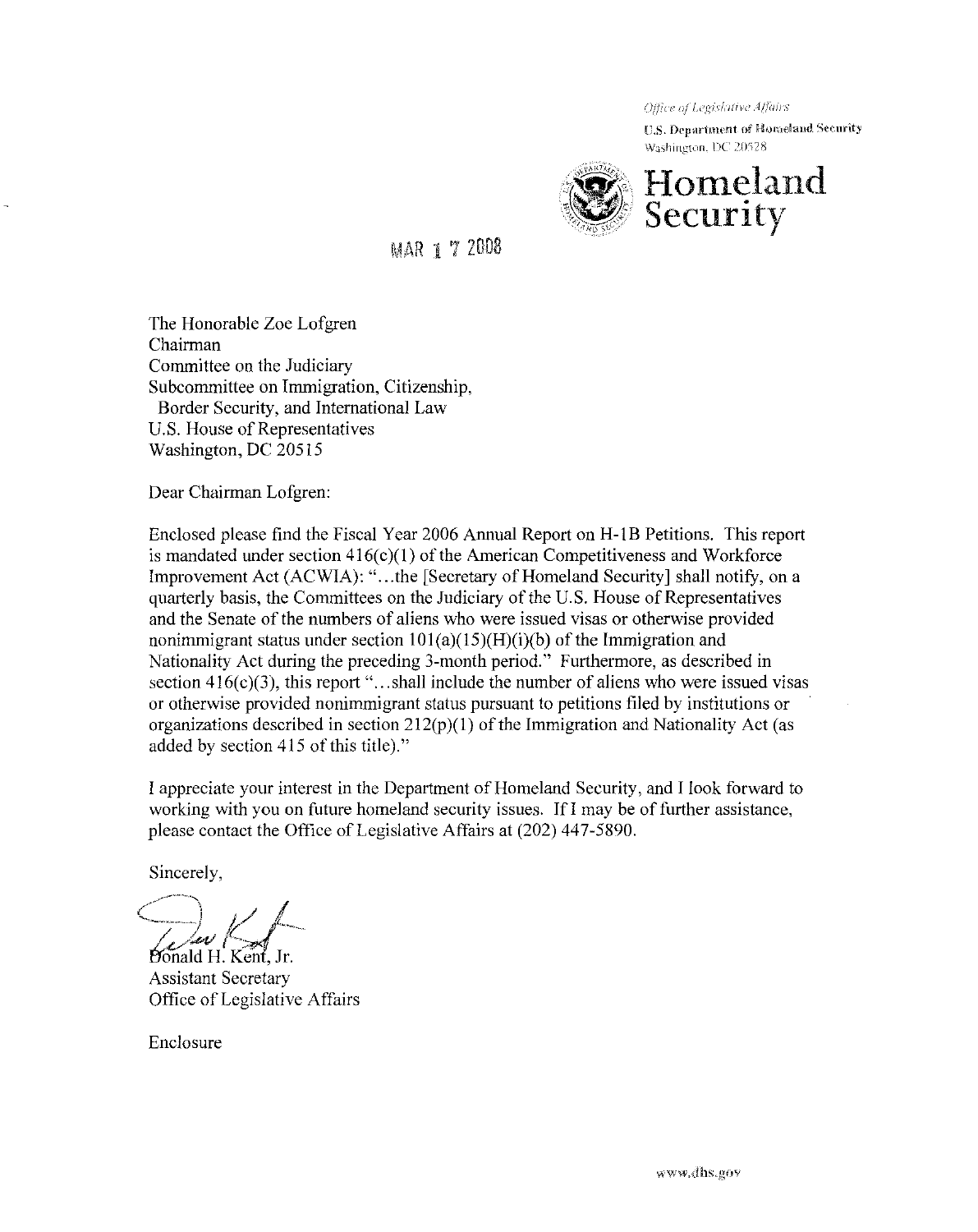*Office of Legislative Affairs*
U.S. Department of Homeland Security
Washington, DC 20528

**Homeland Security**

MAR 17 2008

The Honorable Zoe Lofgren
Chairman
Committee on the Judiciary
Subcommittee on Immigration, Citizenship,
Border Security, and International Law
U.S. House of Representatives
Washington, DC 20515

Dear Chairman Lofgren:

Enclosed please find the Fiscal Year 2006 Annual Report on H-1B Petitions. This report is mandated under section 416(c)(1) of the American Competitiveness and Workforce Improvement Act (ACWIA): "...the [Secretary of Homeland Security] shall notify, on a quarterly basis, the Committees on the Judiciary of the U.S. House of Representatives and the Senate of the numbers of aliens who were issued visas or otherwise provided nonimmigrant status under section 101(a)(15)(H)(i)(b) of the Immigration and Nationality Act during the preceding 3-month period." Furthermore, as described in section 416(c)(3), this report "...shall include the number of aliens who were issued visas or otherwise provided nonimmigrant status pursuant to petitions filed by institutions or organizations described in section 212(p)(1) of the Immigration and Nationality Act (as added by section 415 of this title)."

I appreciate your interest in the Department of Homeland Security, and I look forward to working with you on future homeland security issues. If I may be of further assistance, please contact the Office of Legislative Affairs at (202) 447-5890.

Sincerely,

Donald H. Kent, Jr.
Assistant Secretary
Office of Legislative Affairs

Enclosure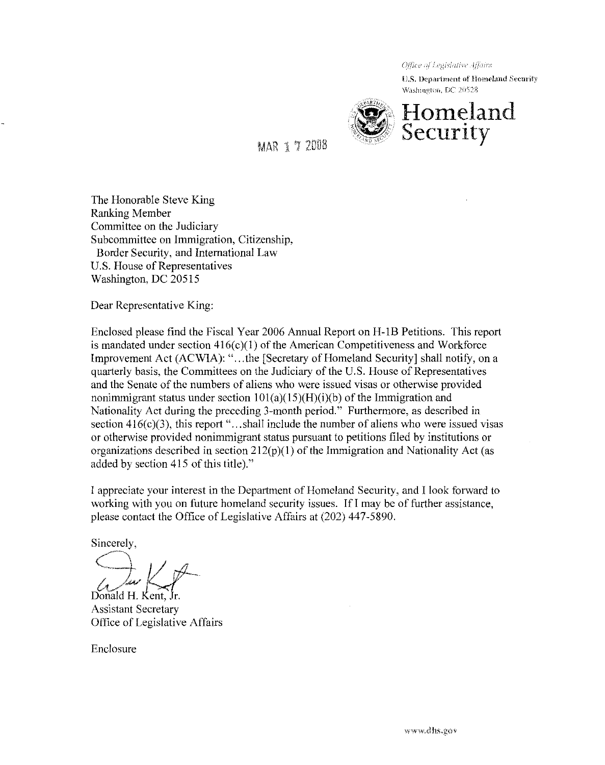*Office of Legislative Affairs*

U.S. Department of Homeland Security
Washington, DC 20528

**Homeland Security**

MAR 17 2008

The Honorable Steve King
Ranking Member
Committee on the Judiciary
Subcommittee on Immigration, Citizenship,
Border Security, and International Law
U.S. House of Representatives
Washington, DC 20515

Dear Representative King:

Enclosed please find the Fiscal Year 2006 Annual Report on H-1B Petitions. This report is mandated under section 416(c)(1) of the American Competitiveness and Workforce Improvement Act (ACWIA): "...the [Secretary of Homeland Security] shall notify, on a quarterly basis, the Committees on the Judiciary of the U.S. House of Representatives and the Senate of the numbers of aliens who were issued visas or otherwise provided nonimmigrant status under section 101(a)(15)(H)(i)(b) of the Immigration and Nationality Act during the preceding 3-month period." Furthermore, as described in section 416(c)(3), this report "...shall include the number of aliens who were issued visas or otherwise provided nonimmigrant status pursuant to petitions filed by institutions or organizations described in section 212(p)(1) of the Immigration and Nationality Act (as added by section 415 of this title)."

I appreciate your interest in the Department of Homeland Security, and I look forward to working with you on future homeland security issues. If I may be of further assistance, please contact the Office of Legislative Affairs at (202) 447-5890.

Sincerely,

Donald H. Kent, Jr.
Assistant Secretary
Office of Legislative Affairs

Enclosure

www.dhs.gov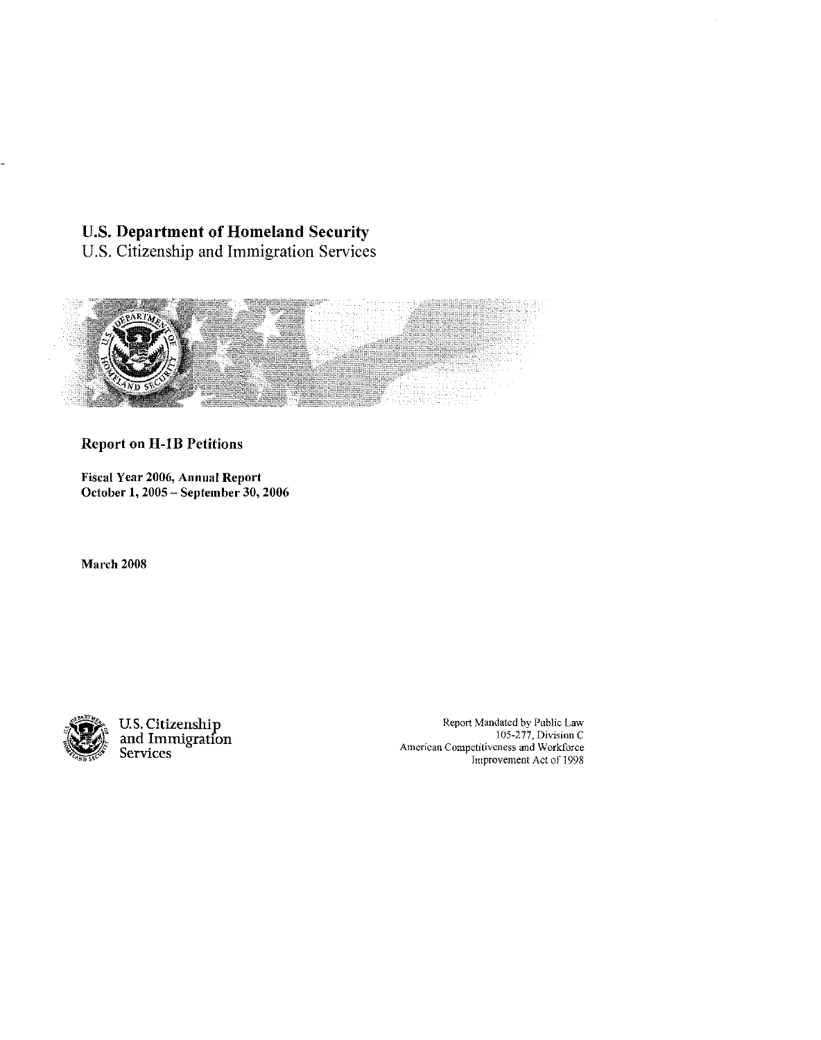**U.S. Department of Homeland Security**
U.S. Citizenship and Immigration Services

**Report on H-1B Petitions**

**Fiscal Year 2006, Annual Report**
**October 1, 2005 – September 30, 2006**

**March 2008**

U.S. Citizenship and Immigration Services

Report Mandated by Public Law 105-277, Division C
American Competitiveness and Workforce Improvement Act of 1998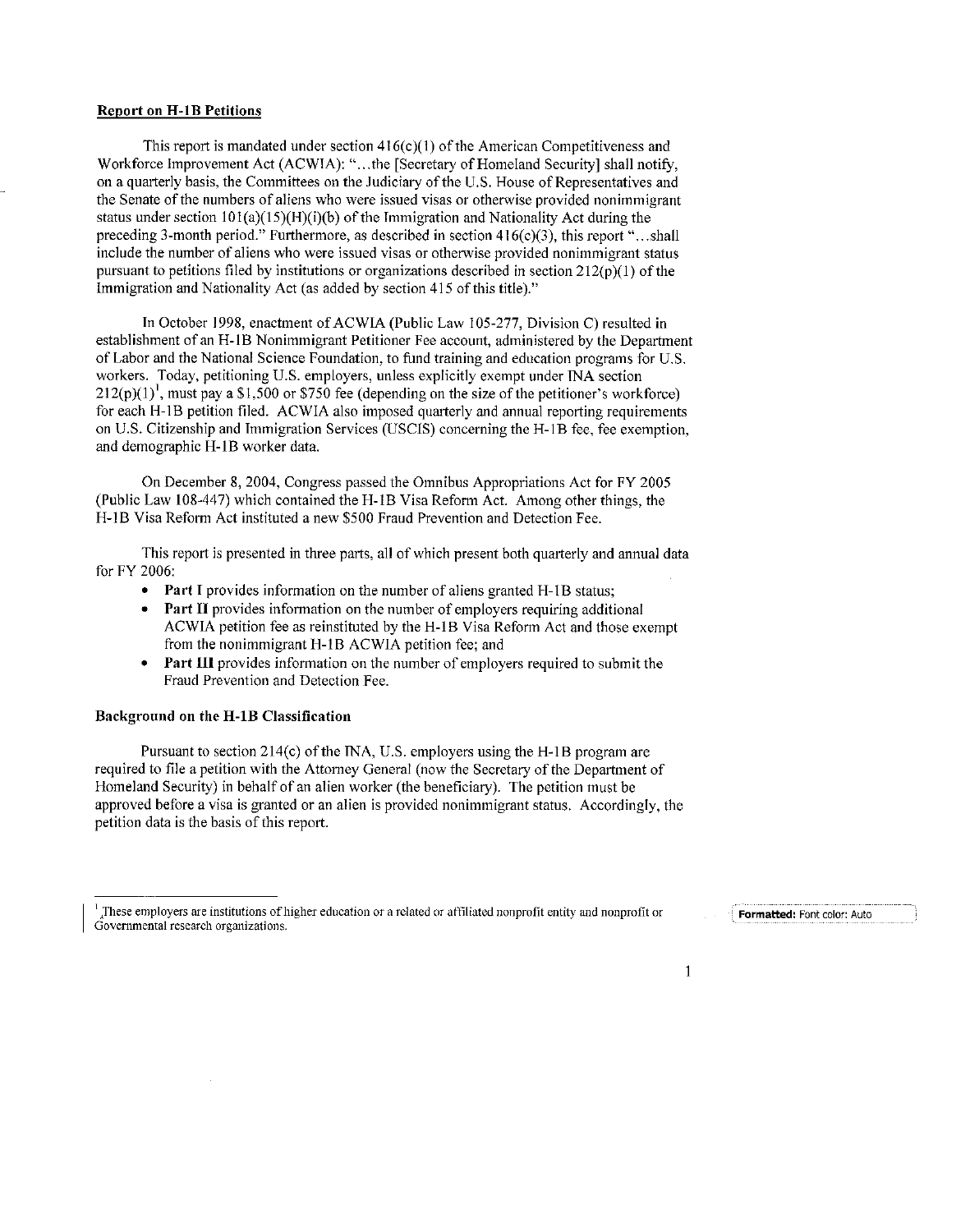**Report on H-1B Petitions**

This report is mandated under section 416(c)(1) of the American Competitiveness and Workforce Improvement Act (ACWIA): "...the [Secretary of Homeland Security] shall notify, on a quarterly basis, the Committees on the Judiciary of the U.S. House of Representatives and the Senate of the numbers of aliens who were issued visas or otherwise provided nonimmigrant status under section 101(a)(15)(H)(i)(b) of the Immigration and Nationality Act during the preceding 3-month period." Furthermore, as described in section 416(c)(3), this report "...shall include the number of aliens who were issued visas or otherwise provided nonimmigrant status pursuant to petitions filed by institutions or organizations described in section 212(p)(1) of the Immigration and Nationality Act (as added by section 415 of this title)."

In October 1998, enactment of ACWIA (Public Law 105-277, Division C) resulted in establishment of an H-1B Nonimmigrant Petitioner Fee account, administered by the Department of Labor and the National Science Foundation, to fund training and education programs for U.S. workers. Today, petitioning U.S. employers, unless explicitly exempt under INA section 212(p)(1)[1], must pay a $1,500 or $750 fee (depending on the size of the petitioner's workforce) for each H-1B petition filed. ACWIA also imposed quarterly and annual reporting requirements on U.S. Citizenship and Immigration Services (USCIS) concerning the H-1B fee, fee exemption, and demographic H-1B worker data.

On December 8, 2004, Congress passed the Omnibus Appropriations Act for FY 2005 (Public Law 108-447) which contained the H-1B Visa Reform Act. Among other things, the H-1B Visa Reform Act instituted a new $500 Fraud Prevention and Detection Fee.

This report is presented in three parts, all of which present both quarterly and annual data for FY 2006:

- **Part I** provides information on the number of aliens granted H-1B status;
- **Part II** provides information on the number of employers requiring additional ACWIA petition fee as reinstituted by the H-1B Visa Reform Act and those exempt from the nonimmigrant H-1B ACWIA petition fee; and
- **Part III** provides information on the number of employers required to submit the Fraud Prevention and Detection Fee.

**Background on the H-1B Classification**

Pursuant to section 214(c) of the INA, U.S. employers using the H-1B program are required to file a petition with the Attorney General (now the Secretary of the Department of Homeland Security) in behalf of an alien worker (the beneficiary). The petition must be approved before a visa is granted or an alien is provided nonimmigrant status. Accordingly, the petition data is the basis of this report.

---

[1] These employers are institutions of higher education or a related or affiliated nonprofit entity and nonprofit or Governmental research organizations.

Formatted: Font color: Auto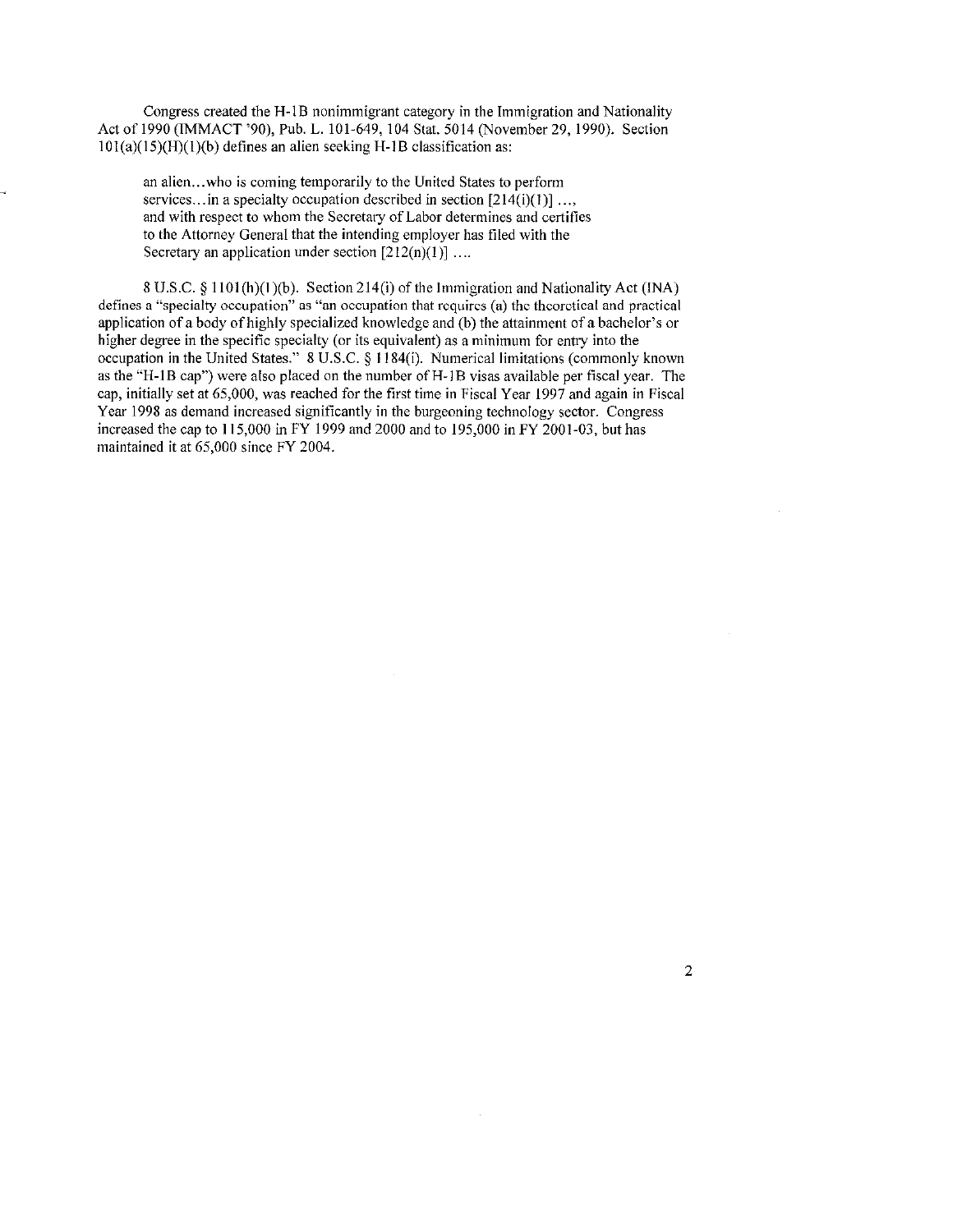Congress created the H-1B nonimmigrant category in the Immigration and Nationality Act of 1990 (IMMACT '90), Pub. L. 101-649, 104 Stat. 5014 (November 29, 1990). Section 101(a)(15)(H)(1)(b) defines an alien seeking H-1B classification as:

> an alien...who is coming temporarily to the United States to perform services...in a specialty occupation described in section [214(i)(1)] ..., and with respect to whom the Secretary of Labor determines and certifies to the Attorney General that the intending employer has filed with the Secretary an application under section [212(n)(1)] ....

8 U.S.C. § 1101(h)(1)(b). Section 214(i) of the Immigration and Nationality Act (INA) defines a "specialty occupation" as "an occupation that requires (a) the theoretical and practical application of a body of highly specialized knowledge and (b) the attainment of a bachelor's or higher degree in the specific specialty (or its equivalent) as a minimum for entry into the occupation in the United States." 8 U.S.C. § 1184(i). Numerical limitations (commonly known as the "H-1B cap") were also placed on the number of H-1B visas available per fiscal year. The cap, initially set at 65,000, was reached for the first time in Fiscal Year 1997 and again in Fiscal Year 1998 as demand increased significantly in the burgeoning technology sector. Congress increased the cap to 115,000 in FY 1999 and 2000 and to 195,000 in FY 2001-03, but has maintained it at 65,000 since FY 2004.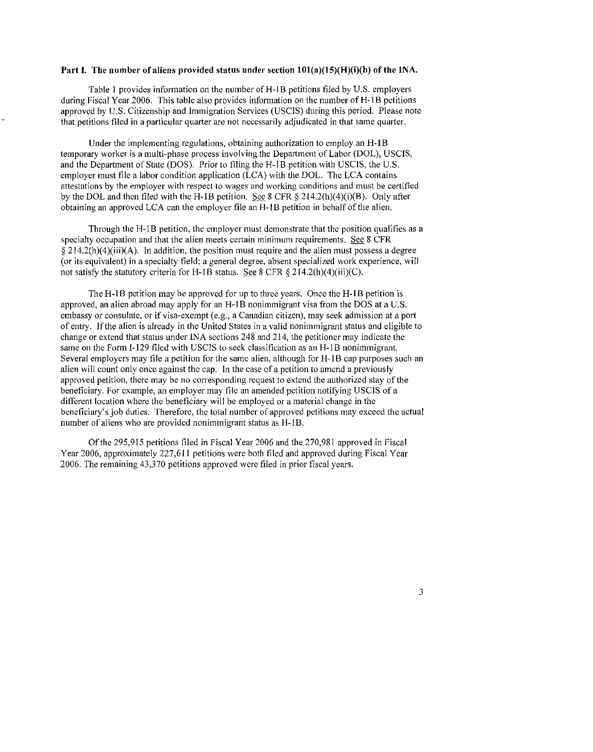**Part I. The number of aliens provided status under section 101(a)(15)(H)(i)(b) of the INA.**

Table 1 provides information on the number of H-1B petitions filed by U.S. employers during Fiscal Year 2006. This table also provides information on the number of H-1B petitions approved by U.S. Citizenship and Immigration Services (USCIS) during this period. Please note that petitions filed in a particular quarter are not necessarily adjudicated in that same quarter.

Under the implementing regulations, obtaining authorization to employ an H-1B temporary worker is a multi-phase process involving the Department of Labor (DOL), USCIS, and the Department of State (DOS). Prior to filing the H-1B petition with USCIS, the U.S. employer must file a labor condition application (LCA) with the DOL. The LCA contains attestations by the employer with respect to wages and working conditions and must be certified by the DOL and then filed with the H-1B petition. See 8 CFR § 214.2(h)(4)(i)(B). Only after obtaining an approved LCA can the employer file an H-1B petition in behalf of the alien.

Through the H-1B petition, the employer must demonstrate that the position qualifies as a specialty occupation and that the alien meets certain minimum requirements. See 8 CFR § 214.2(h)(4)(iii)(A). In addition, the position must require and the alien must possess a degree (or its equivalent) in a specialty field; a general degree, absent specialized work experience, will not satisfy the statutory criteria for H-1B status. See 8 CFR § 214.2(h)(4)(iii)(C).

The H-1B petition may be approved for up to three years. Once the H-1B petition is approved, an alien abroad may apply for an H-1B nonimmigrant visa from the DOS at a U.S. embassy or consulate, or if visa-exempt (e.g., a Canadian citizen), may seek admission at a port of entry. If the alien is already in the United States in a valid nonimmigrant status and eligible to change or extend that status under INA sections 248 and 214, the petitioner may indicate the same on the Form I-129 filed with USCIS to seek classification as an H-1B nonimmigrant. Several employers may file a petition for the same alien, although for H-1B cap purposes such an alien will count only once against the cap. In the case of a petition to amend a previously approved petition, there may be no corresponding request to extend the authorized stay of the beneficiary. For example, an employer may file an amended petition notifying USCIS of a different location where the beneficiary will be employed or a material change in the beneficiary's job duties. Therefore, the total number of approved petitions may exceed the actual number of aliens who are provided nonimmigrant status as H-1B.

Of the 295,915 petitions filed in Fiscal Year 2006 and the 270,981 approved in Fiscal Year 2006, approximately 227,611 petitions were both filed and approved during Fiscal Year 2006. The remaining 43,370 petitions approved were filed in prior fiscal years.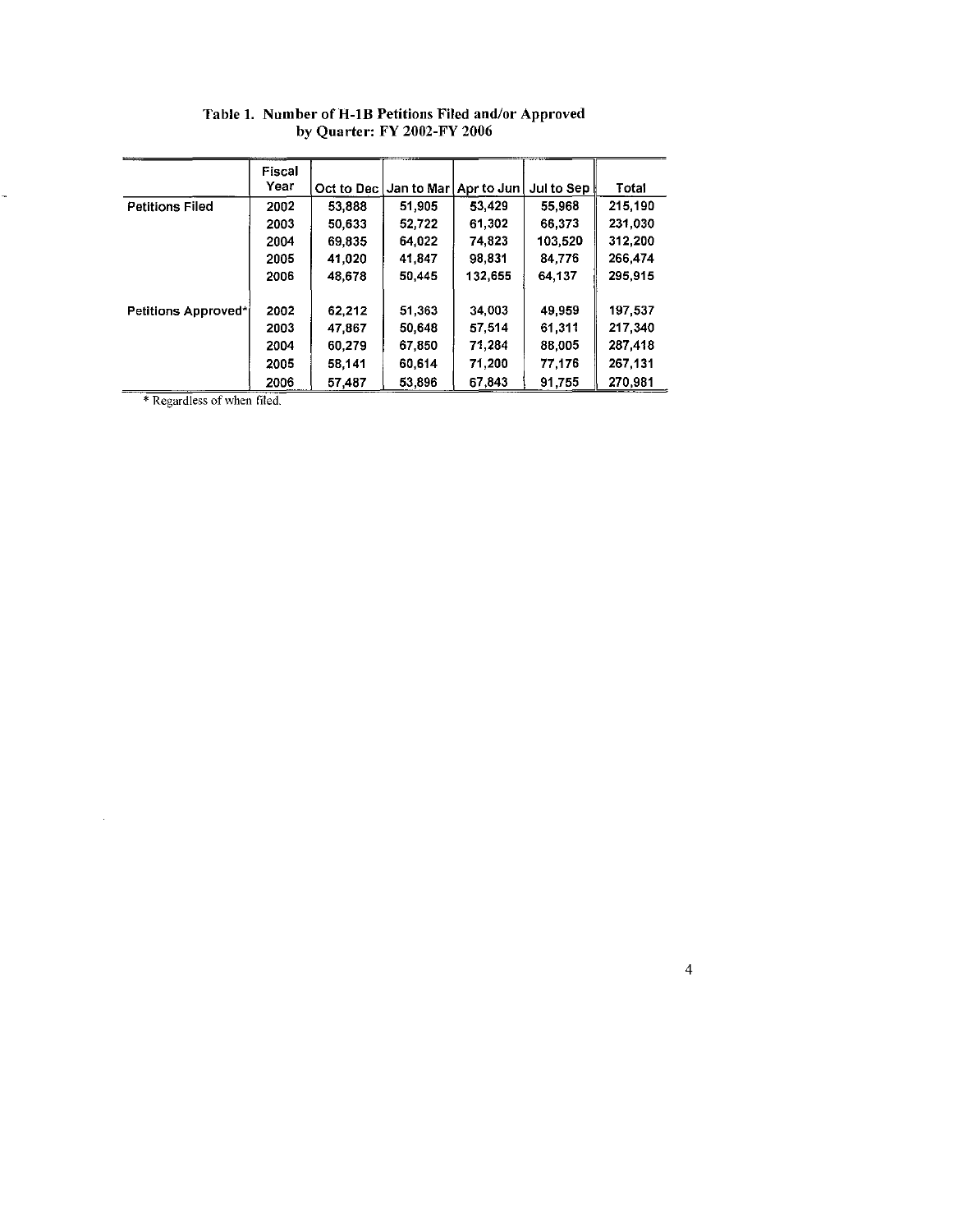**Table 1. Number of H-1B Petitions Filed and/or Approved by Quarter: FY 2002-FY 2006**

| | Fiscal Year | Oct to Dec | Jan to Mar | Apr to Jun | Jul to Sep | Total |
|---|---|---|---|---|---|---|
| Petitions Filed | 2002 | 53,888 | 51,905 | 53,429 | 55,968 | 215,190 |
| | 2003 | 50,633 | 52,722 | 61,302 | 66,373 | 231,030 |
| | 2004 | 69,835 | 64,022 | 74,823 | 103,520 | 312,200 |
| | 2005 | 41,020 | 41,847 | 98,831 | 84,776 | 266,474 |
| | 2006 | 48,678 | 50,445 | 132,655 | 64,137 | 295,915 |
| Petitions Approved* | 2002 | 62,212 | 51,363 | 34,003 | 49,959 | 197,537 |
| | 2003 | 47,867 | 50,648 | 57,514 | 61,311 | 217,340 |
| | 2004 | 60,279 | 67,850 | 71,284 | 88,005 | 287,418 |
| | 2005 | 58,141 | 60,614 | 71,200 | 77,176 | 267,131 |
| | 2006 | 57,487 | 53,896 | 67,843 | 91,755 | 270,981 |

* Regardless of when filed.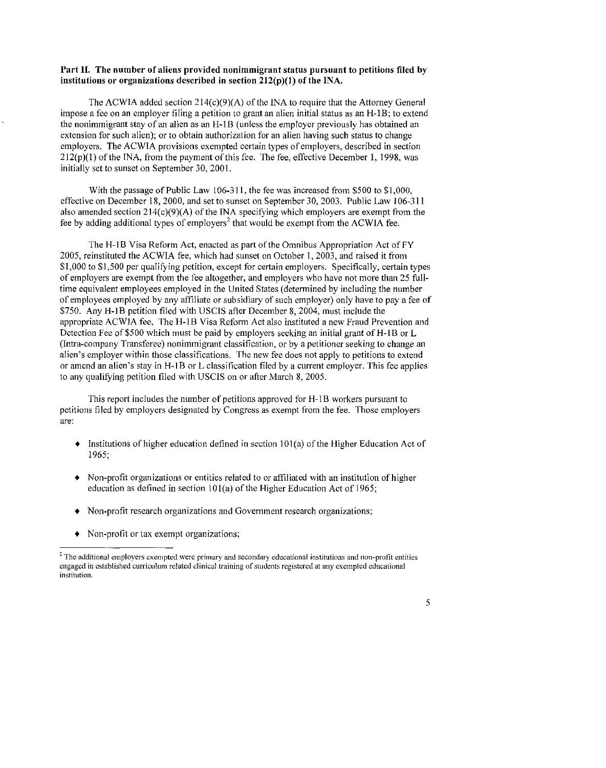**Part II. The number of aliens provided nonimmigrant status pursuant to petitions filed by institutions or organizations described in section 212(p)(1) of the INA.**

The ACWIA added section 214(c)(9)(A) of the INA to require that the Attorney General impose a fee on an employer filing a petition to grant an alien initial status as an H-1B; to extend the nonimmigrant stay of an alien as an H-1B (unless the employer previously has obtained an extension for such alien); or to obtain authorization for an alien having such status to change employers. The ACWIA provisions exempted certain types of employers, described in section 212(p)(1) of the INA, from the payment of this fee. The fee, effective December 1, 1998, was initially set to sunset on September 30, 2001.

With the passage of Public Law 106-311, the fee was increased from $500 to $1,000, effective on December 18, 2000, and set to sunset on September 30, 2003. Public Law 106-311 also amended section 214(c)(9)(A) of the INA specifying which employers are exempt from the fee by adding additional types of employers[2] that would be exempt from the ACWIA fee.

The H-1B Visa Reform Act, enacted as part of the Omnibus Appropriation Act of FY 2005, reinstituted the ACWIA fee, which had sunset on October 1, 2003, and raised it from $1,000 to $1,500 per qualifying petition, except for certain employers. Specifically, certain types of employers are exempt from the fee altogether, and employers who have not more than 25 full-time equivalent employees employed in the United States (determined by including the number of employees employed by any affiliate or subsidiary of such employer) only have to pay a fee of $750. Any H-1B petition filed with USCIS after December 8, 2004, must include the appropriate ACWIA fee. The H-1B Visa Reform Act also instituted a new Fraud Prevention and Detection Fee of $500 which must be paid by employers seeking an initial grant of H-1B or L (Intra-company Transferee) nonimmigrant classification, or by a petitioner seeking to change an alien's employer within those classifications. The new fee does not apply to petitions to extend or amend an alien's stay in H-1B or L classification filed by a current employer. This fee applies to any qualifying petition filed with USCIS on or after March 8, 2005.

This report includes the number of petitions approved for H-1B workers pursuant to petitions filed by employers designated by Congress as exempt from the fee. Those employers are:

- Institutions of higher education defined in section 101(a) of the Higher Education Act of 1965;
- Non-profit organizations or entities related to or affiliated with an institution of higher education as defined in section 101(a) of the Higher Education Act of 1965;
- Non-profit research organizations and Government research organizations;
- Non-profit or tax exempt organizations;

[2] The additional employers exempted were primary and secondary educational institutions and non-profit entities engaged in established curriculum related clinical training of students registered at any exempted educational institution.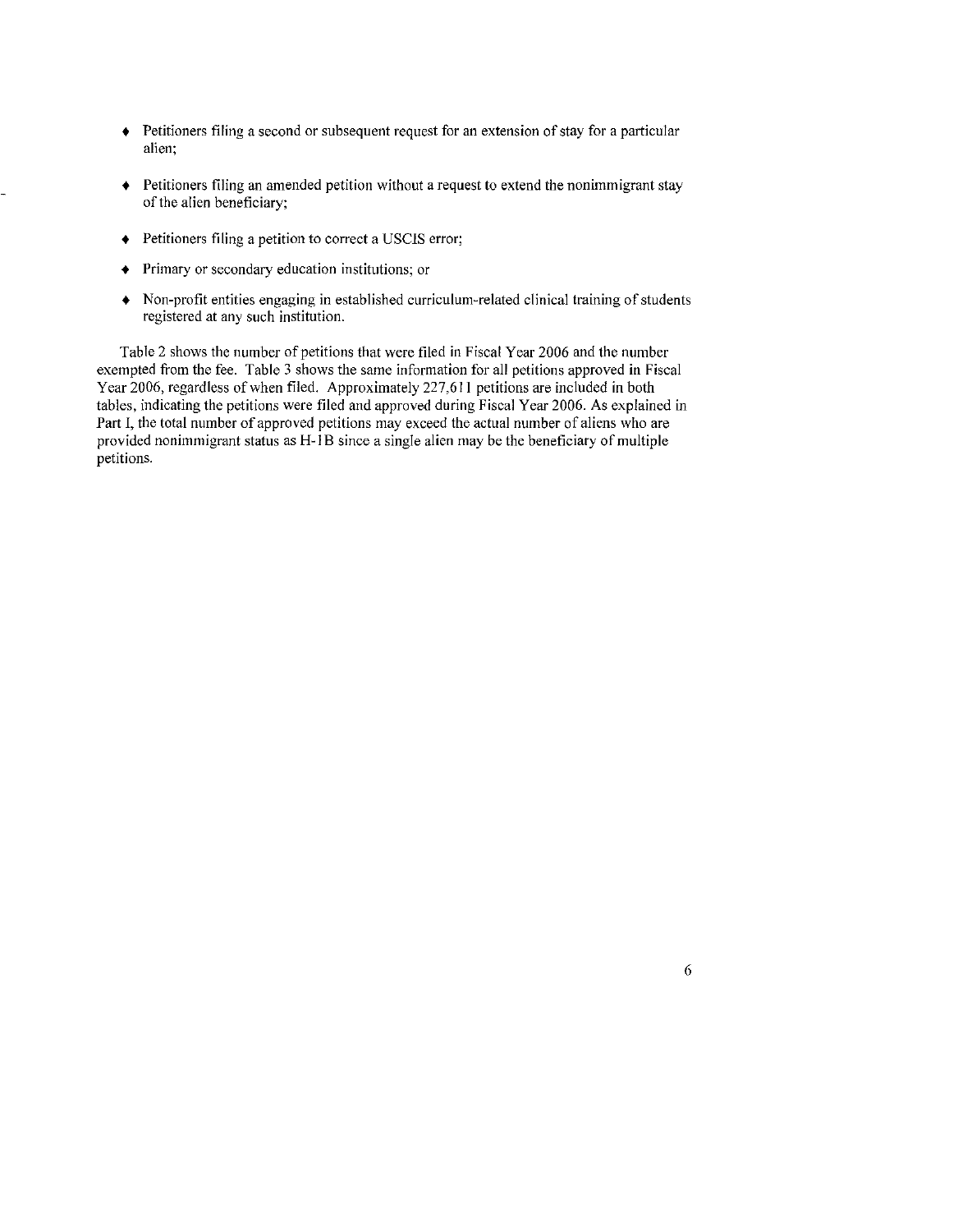- Petitioners filing a second or subsequent request for an extension of stay for a particular alien;
- Petitioners filing an amended petition without a request to extend the nonimmigrant stay of the alien beneficiary;
- Petitioners filing a petition to correct a USCIS error;
- Primary or secondary education institutions; or
- Non-profit entities engaging in established curriculum-related clinical training of students registered at any such institution.

Table 2 shows the number of petitions that were filed in Fiscal Year 2006 and the number exempted from the fee. Table 3 shows the same information for all petitions approved in Fiscal Year 2006, regardless of when filed. Approximately 227,611 petitions are included in both tables, indicating the petitions were filed and approved during Fiscal Year 2006. As explained in Part I, the total number of approved petitions may exceed the actual number of aliens who are provided nonimmigrant status as H-1B since a single alien may be the beneficiary of multiple petitions.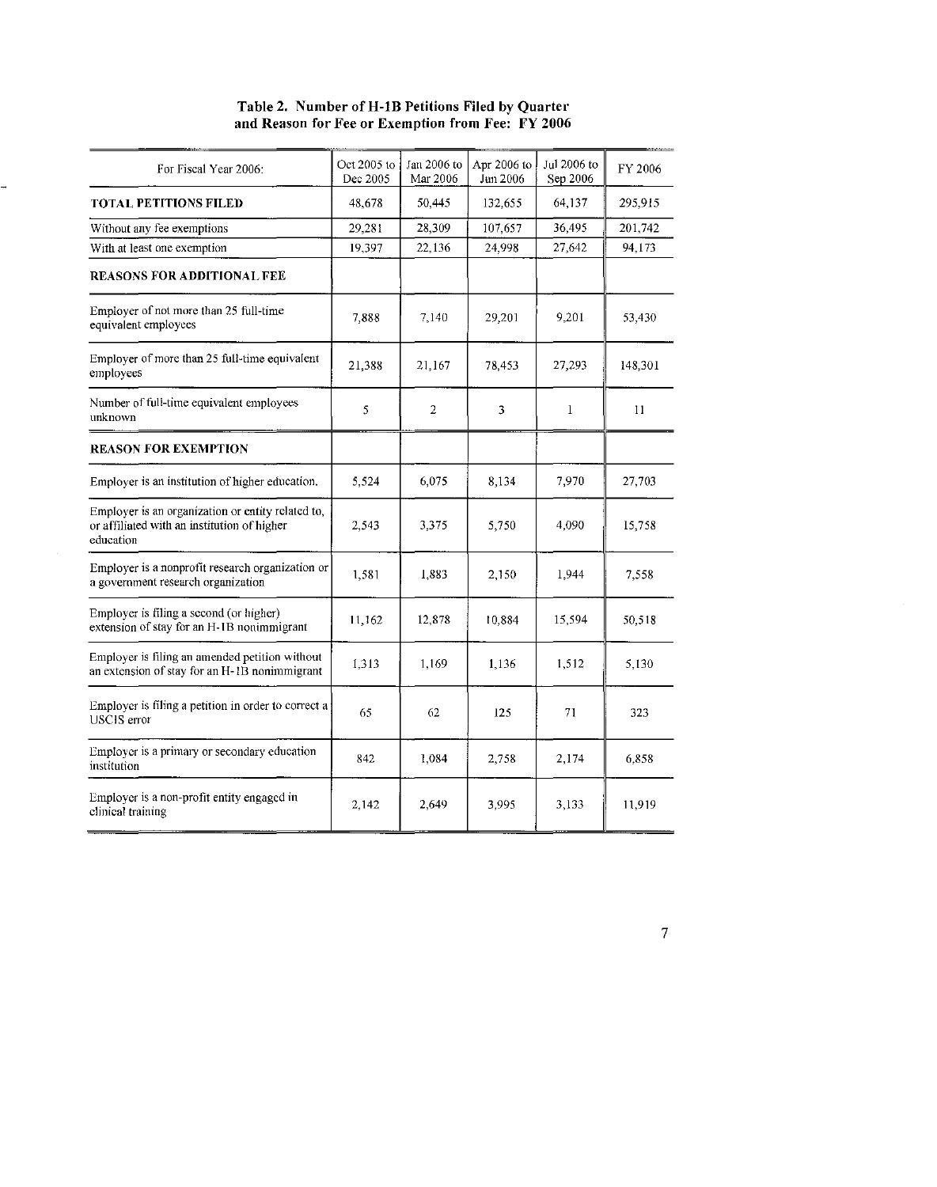**Table 2. Number of H-1B Petitions Filed by Quarter and Reason for Fee or Exemption from Fee: FY 2006**

| For Fiscal Year 2006: | Oct 2005 to Dec 2005 | Jan 2006 to Mar 2006 | Apr 2006 to Jun 2006 | Jul 2006 to Sep 2006 | FY 2006 |
|---|---|---|---|---|---|
| **TOTAL PETITIONS FILED** | 48,678 | 50,445 | 132,655 | 64,137 | 295,915 |
| Without any fee exemptions | 29,281 | 28,309 | 107,657 | 36,495 | 201,742 |
| With at least one exemption | 19,397 | 22,136 | 24,998 | 27,642 | 94,173 |
| **REASONS FOR ADDITIONAL FEE** | | | | | |
| Employer of not more than 25 full-time equivalent employees | 7,888 | 7,140 | 29,201 | 9,201 | 53,430 |
| Employer of more than 25 full-time equivalent employees | 21,388 | 21,167 | 78,453 | 27,293 | 148,301 |
| Number of full-time equivalent employees unknown | 5 | 2 | 3 | 1 | 11 |
| **REASON FOR EXEMPTION** | | | | | |
| Employer is an institution of higher education. | 5,524 | 6,075 | 8,134 | 7,970 | 27,703 |
| Employer is an organization or entity related to, or affiliated with an institution of higher education | 2,543 | 3,375 | 5,750 | 4,090 | 15,758 |
| Employer is a nonprofit research organization or a government research organization | 1,581 | 1,883 | 2,150 | 1,944 | 7,558 |
| Employer is filing a second (or higher) extension of stay for an H-1B nonimmigrant | 11,162 | 12,878 | 10,884 | 15,594 | 50,518 |
| Employer is filing an amended petition without an extension of stay for an H-1B nonimmigrant | 1,313 | 1,169 | 1,136 | 1,512 | 5,130 |
| Employer is filing a petition in order to correct a USCIS error | 65 | 62 | 125 | 71 | 323 |
| Employer is a primary or secondary education institution | 842 | 1,084 | 2,758 | 2,174 | 6,858 |
| Employer is a non-profit entity engaged in clinical training | 2,142 | 2,649 | 3,995 | 3,133 | 11,919 |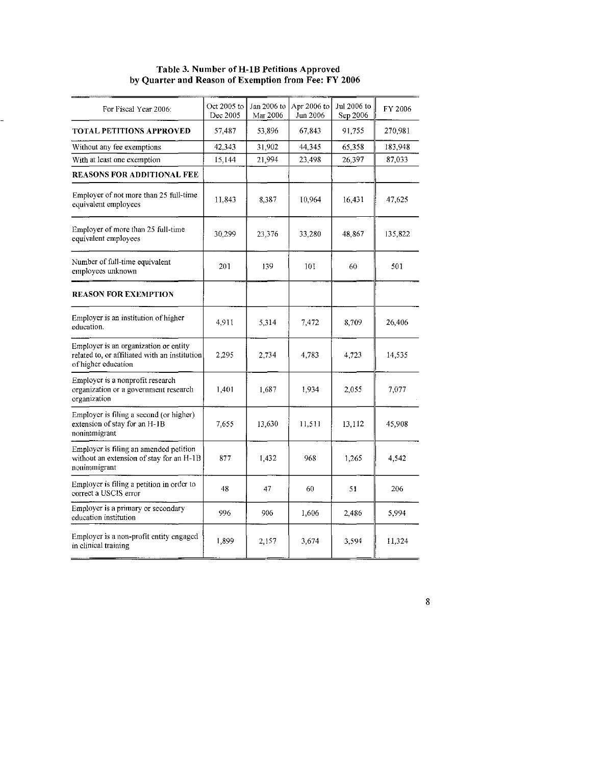**Table 3. Number of H-1B Petitions Approved by Quarter and Reason of Exemption from Fee: FY 2006**

| For Fiscal Year 2006: | Oct 2005 to Dec 2005 | Jan 2006 to Mar 2006 | Apr 2006 to Jun 2006 | Jul 2006 to Sep 2006 | FY 2006 |
|---|---|---|---|---|---|
| **TOTAL PETITIONS APPROVED** | 57,487 | 53,896 | 67,843 | 91,755 | 270,981 |
| Without any fee exemptions | 42,343 | 31,902 | 44,345 | 65,358 | 183,948 |
| With at least one exemption | 15,144 | 21,994 | 23,498 | 26,397 | 87,033 |
| **REASONS FOR ADDITIONAL FEE** | | | | | |
| Employer of not more than 25 full-time equivalent employees | 11,843 | 8,387 | 10,964 | 16,431 | 47,625 |
| Employer of more than 25 full-time equivalent employees | 30,299 | 23,376 | 33,280 | 48,867 | 135,822 |
| Number of full-time equivalent employees unknown | 201 | 139 | 101 | 60 | 501 |
| **REASON FOR EXEMPTION** | | | | | |
| Employer is an institution of higher education. | 4,911 | 5,314 | 7,472 | 8,709 | 26,406 |
| Employer is an organization or entity related to, or affiliated with an institution of higher education | 2,295 | 2,734 | 4,783 | 4,723 | 14,535 |
| Employer is a nonprofit research organization or a government research organization | 1,401 | 1,687 | 1,934 | 2,055 | 7,077 |
| Employer is filing a second (or higher) extension of stay for an H-1B nonimmigrant | 7,655 | 13,630 | 11,511 | 13,112 | 45,908 |
| Employer is filing an amended petition without an extension of stay for an H-1B nonimmigrant | 877 | 1,432 | 968 | 1,265 | 4,542 |
| Employer is filing a petition in order to correct a USCIS error | 48 | 47 | 60 | 51 | 206 |
| Employer is a primary or secondary education institution | 996 | 906 | 1,606 | 2,486 | 5,994 |
| Employer is a non-profit entity engaged in clinical training | 1,899 | 2,157 | 3,674 | 3,594 | 11,324 |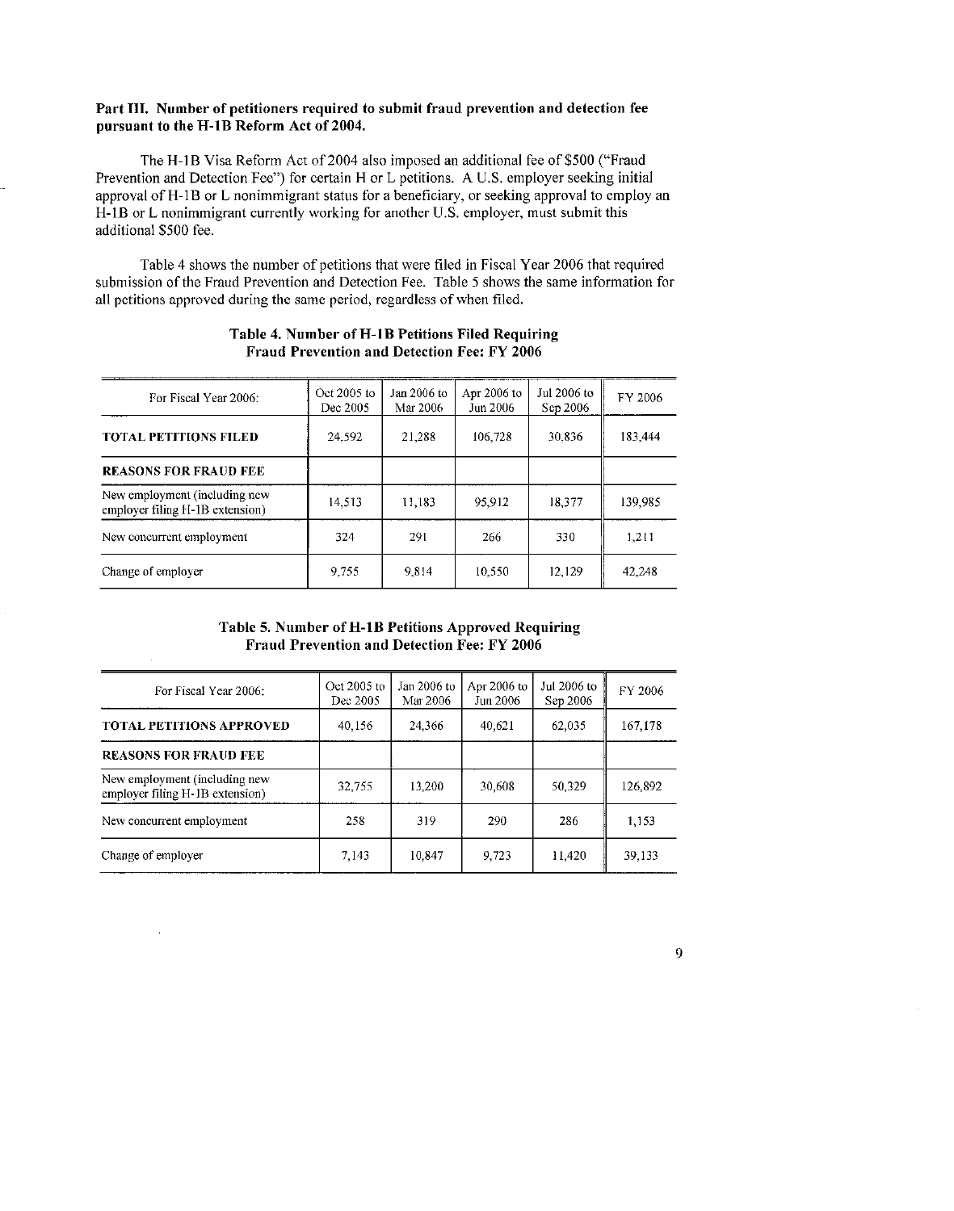**Part III. Number of petitioners required to submit fraud prevention and detection fee pursuant to the H-1B Reform Act of 2004.**

The H-1B Visa Reform Act of 2004 also imposed an additional fee of $500 ("Fraud Prevention and Detection Fee") for certain H or L petitions. A U.S. employer seeking initial approval of H-1B or L nonimmigrant status for a beneficiary, or seeking approval to employ an H-1B or L nonimmigrant currently working for another U.S. employer, must submit this additional $500 fee.

Table 4 shows the number of petitions that were filed in Fiscal Year 2006 that required submission of the Fraud Prevention and Detection Fee. Table 5 shows the same information for all petitions approved during the same period, regardless of when filed.

**Table 4. Number of H-1B Petitions Filed Requiring Fraud Prevention and Detection Fee: FY 2006**

| For Fiscal Year 2006: | Oct 2005 to Dec 2005 | Jan 2006 to Mar 2006 | Apr 2006 to Jun 2006 | Jul 2006 to Sep 2006 | FY 2006 |
|---|---|---|---|---|---|
| **TOTAL PETITIONS FILED** | 24,592 | 21,288 | 106,728 | 30,836 | 183,444 |
| **REASONS FOR FRAUD FEE** | | | | | |
| New employment (including new employer filing H-1B extension) | 14,513 | 11,183 | 95,912 | 18,377 | 139,985 |
| New concurrent employment | 324 | 291 | 266 | 330 | 1,211 |
| Change of employer | 9,755 | 9,814 | 10,550 | 12,129 | 42,248 |

**Table 5. Number of H-1B Petitions Approved Requiring Fraud Prevention and Detection Fee: FY 2006**

| For Fiscal Year 2006: | Oct 2005 to Dec 2005 | Jan 2006 to Mar 2006 | Apr 2006 to Jun 2006 | Jul 2006 to Sep 2006 | FY 2006 |
|---|---|---|---|---|---|
| **TOTAL PETITIONS APPROVED** | 40,156 | 24,366 | 40,621 | 62,035 | 167,178 |
| **REASONS FOR FRAUD FEE** | | | | | |
| New employment (including new employer filing H-1B extension) | 32,755 | 13,200 | 30,608 | 50,329 | 126,892 |
| New concurrent employment | 258 | 319 | 290 | 286 | 1,153 |
| Change of employer | 7,143 | 10,847 | 9,723 | 11,420 | 39,133 |